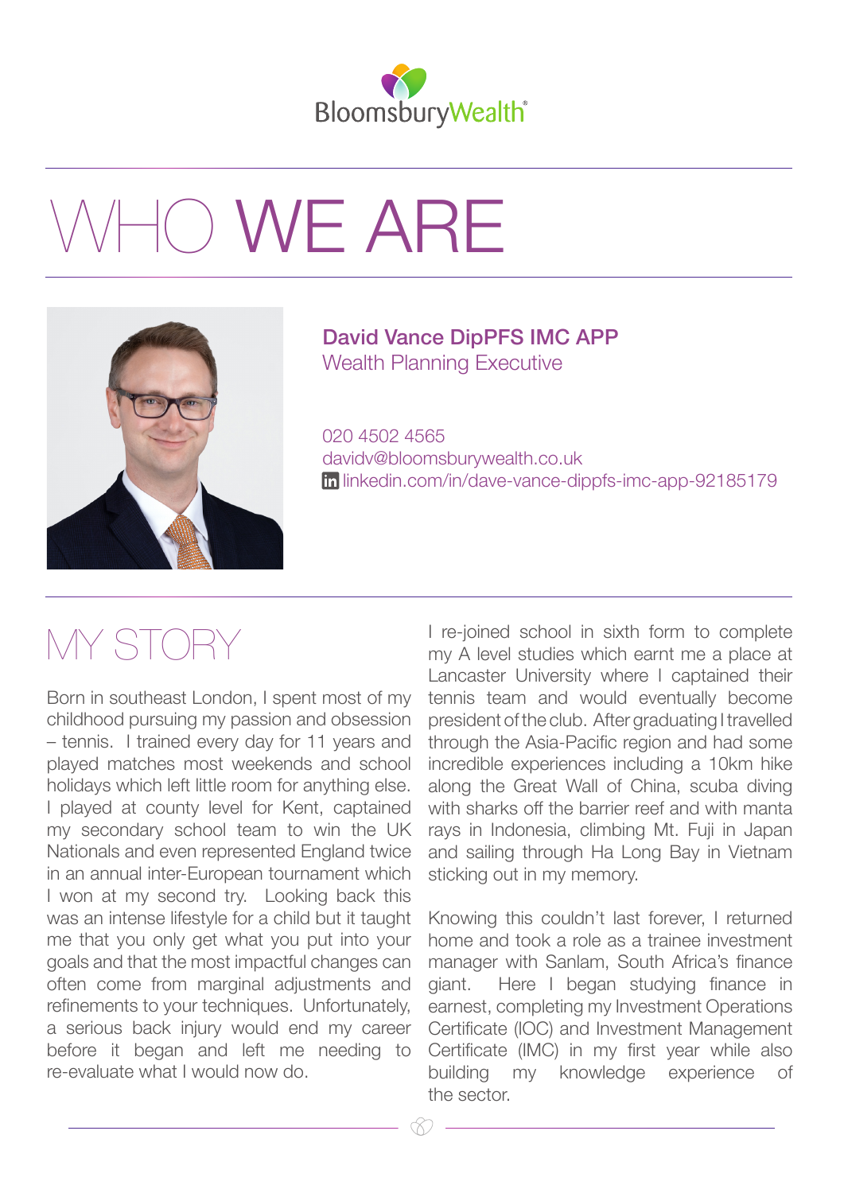BloomsburyWealth®

# WHO WE ARE

**David Vance DipPFS IMC APP**
Wealth Planning Executive

020 4502 4565
davidv@bloomsburywealth.co.uk
linkedin.com/in/dave-vance-dippfs-imc-app-92185179

## MY STORY

Born in southeast London, I spent most of my childhood pursuing my passion and obsession – tennis. I trained every day for 11 years and played matches most weekends and school holidays which left little room for anything else. I played at county level for Kent, captained my secondary school team to win the UK Nationals and even represented England twice in an annual inter-European tournament which I won at my second try. Looking back this was an intense lifestyle for a child but it taught me that you only get what you put into your goals and that the most impactful changes can often come from marginal adjustments and refinements to your techniques. Unfortunately, a serious back injury would end my career before it began and left me needing to re-evaluate what I would now do.

I re-joined school in sixth form to complete my A level studies which earnt me a place at Lancaster University where I captained their tennis team and would eventually become president of the club. After graduating I travelled through the Asia-Pacific region and had some incredible experiences including a 10km hike along the Great Wall of China, scuba diving with sharks off the barrier reef and with manta rays in Indonesia, climbing Mt. Fuji in Japan and sailing through Ha Long Bay in Vietnam sticking out in my memory.

Knowing this couldn't last forever, I returned home and took a role as a trainee investment manager with Sanlam, South Africa's finance giant. Here I began studying finance in earnest, completing my Investment Operations Certificate (IOC) and Investment Management Certificate (IMC) in my first year while also building my knowledge experience of the sector.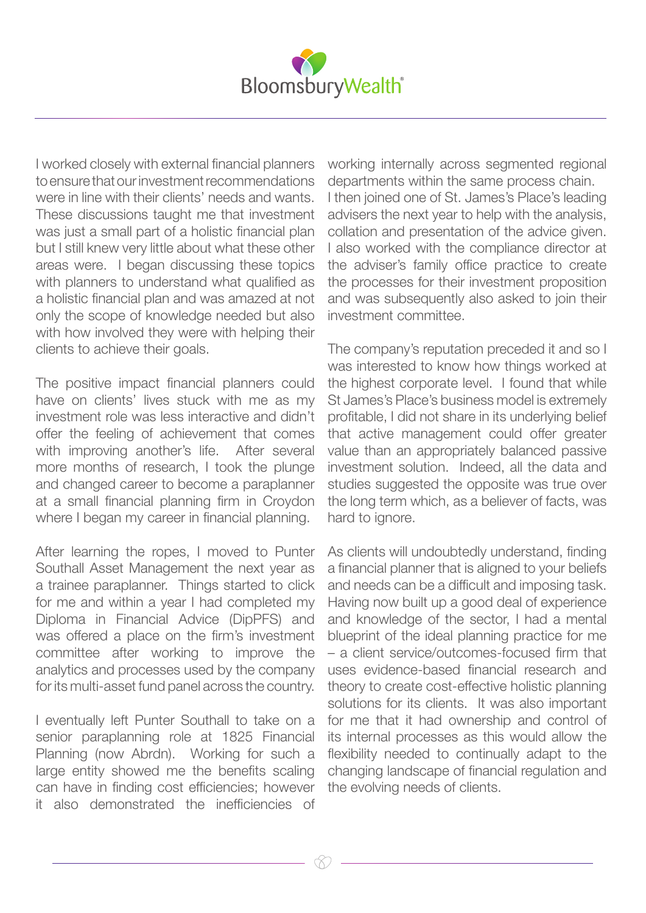I worked closely with external financial planners to ensure that our investment recommendations were in line with their clients' needs and wants. These discussions taught me that investment was just a small part of a holistic financial plan but I still knew very little about what these other areas were. I began discussing these topics with planners to understand what qualified as a holistic financial plan and was amazed at not only the scope of knowledge needed but also with how involved they were with helping their clients to achieve their goals.

The positive impact financial planners could have on clients' lives stuck with me as my investment role was less interactive and didn't offer the feeling of achievement that comes with improving another's life. After several more months of research, I took the plunge and changed career to become a paraplanner at a small financial planning firm in Croydon where I began my career in financial planning.

After learning the ropes, I moved to Punter Southall Asset Management the next year as a trainee paraplanner. Things started to click for me and within a year I had completed my Diploma in Financial Advice (DipPFS) and was offered a place on the firm's investment committee after working to improve the analytics and processes used by the company for its multi-asset fund panel across the country.

I eventually left Punter Southall to take on a senior paraplanning role at 1825 Financial Planning (now Abrdn). Working for such a large entity showed me the benefits scaling can have in finding cost efficiencies; however it also demonstrated the inefficiencies of working internally across segmented regional departments within the same process chain. I then joined one of St. James's Place's leading advisers the next year to help with the analysis, collation and presentation of the advice given. I also worked with the compliance director at the adviser's family office practice to create the processes for their investment proposition and was subsequently also asked to join their investment committee.

The company's reputation preceded it and so I was interested to know how things worked at the highest corporate level. I found that while St James's Place's business model is extremely profitable, I did not share in its underlying belief that active management could offer greater value than an appropriately balanced passive investment solution. Indeed, all the data and studies suggested the opposite was true over the long term which, as a believer of facts, was hard to ignore.

As clients will undoubtedly understand, finding a financial planner that is aligned to your beliefs and needs can be a difficult and imposing task. Having now built up a good deal of experience and knowledge of the sector, I had a mental blueprint of the ideal planning practice for me – a client service/outcomes-focused firm that uses evidence-based financial research and theory to create cost-effective holistic planning solutions for its clients. It was also important for me that it had ownership and control of its internal processes as this would allow the flexibility needed to continually adapt to the changing landscape of financial regulation and the evolving needs of clients.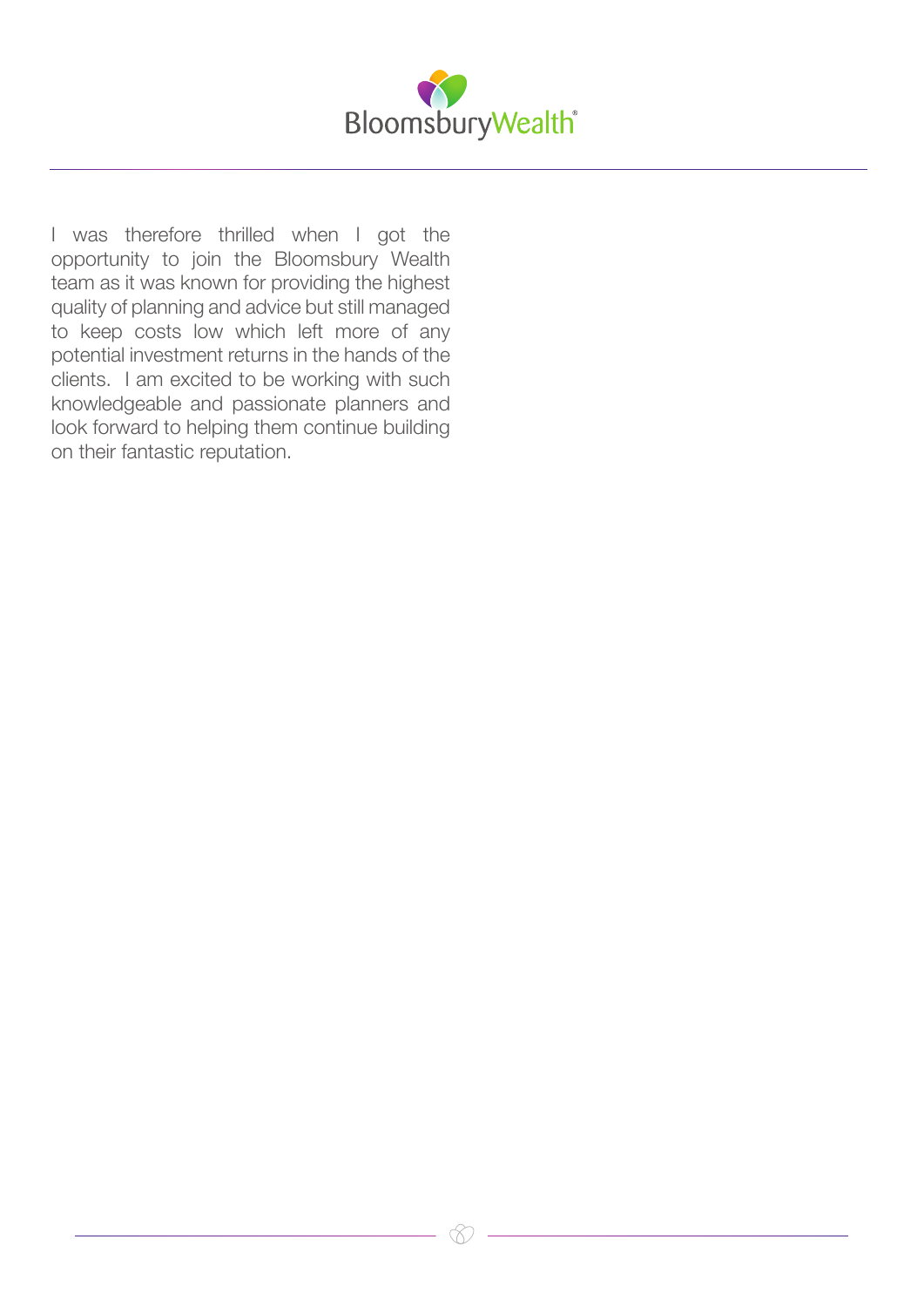I was therefore thrilled when I got the opportunity to join the Bloomsbury Wealth team as it was known for providing the highest quality of planning and advice but still managed to keep costs low which left more of any potential investment returns in the hands of the clients. I am excited to be working with such knowledgeable and passionate planners and look forward to helping them continue building on their fantastic reputation.